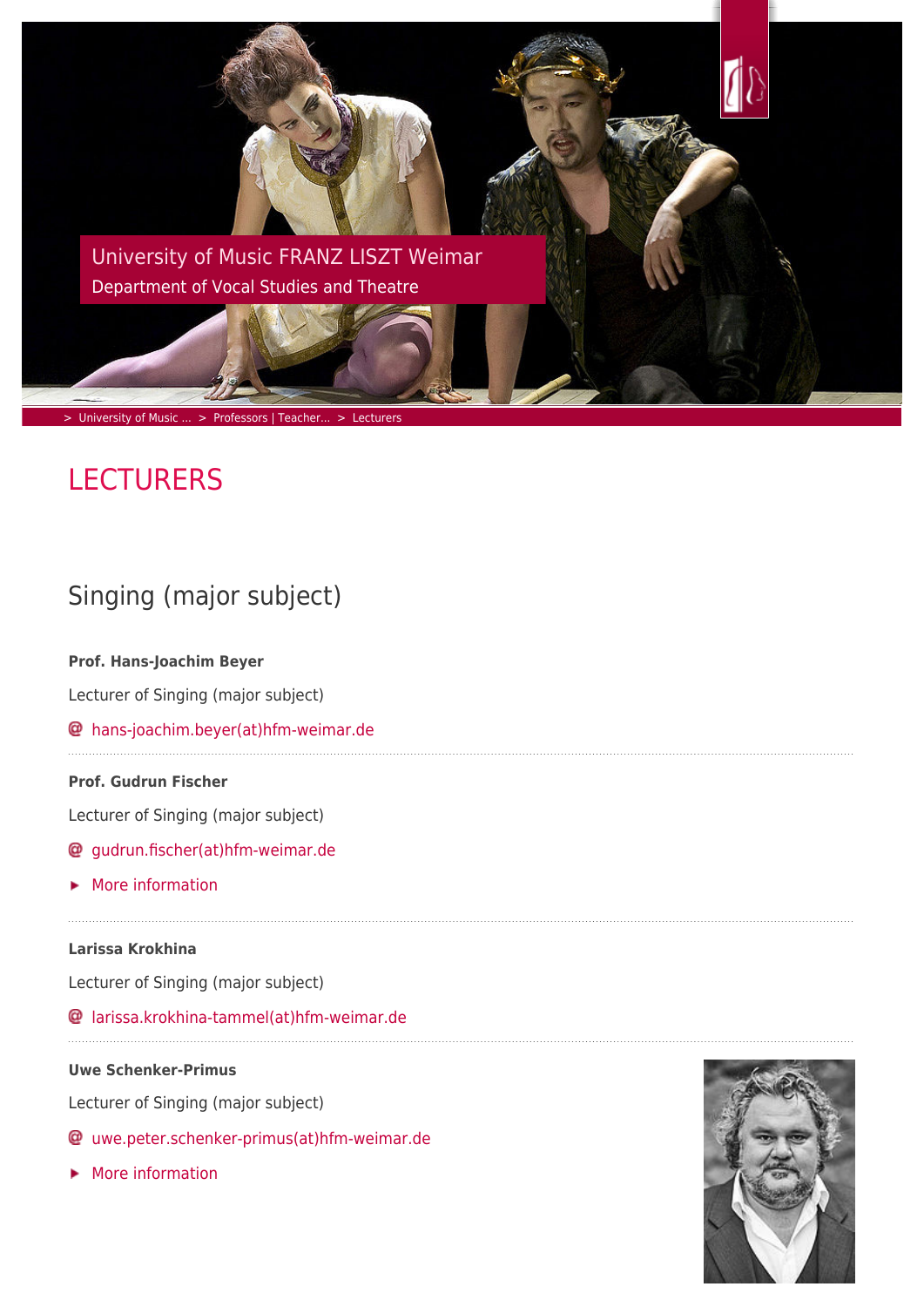University of Music FRANZ LISZT Weimar
Department of Vocal Studies and Theatre

> University of Music ... > Professors | Teacher... > Lecturers

# LECTURERS

## Singing (major subject)

**Prof. Hans-Joachim Beyer**

Lecturer of Singing (major subject)

@ hans-joachim.beyer(at)hfm-weimar.de

**Prof. Gudrun Fischer**

Lecturer of Singing (major subject)

@ gudrun.fischer(at)hfm-weimar.de

▸ More information

**Larissa Krokhina**

Lecturer of Singing (major subject)

@ larissa.krokhina-tammel(at)hfm-weimar.de

**Uwe Schenker-Primus**

Lecturer of Singing (major subject)

@ uwe.peter.schenker-primus(at)hfm-weimar.de

▸ More information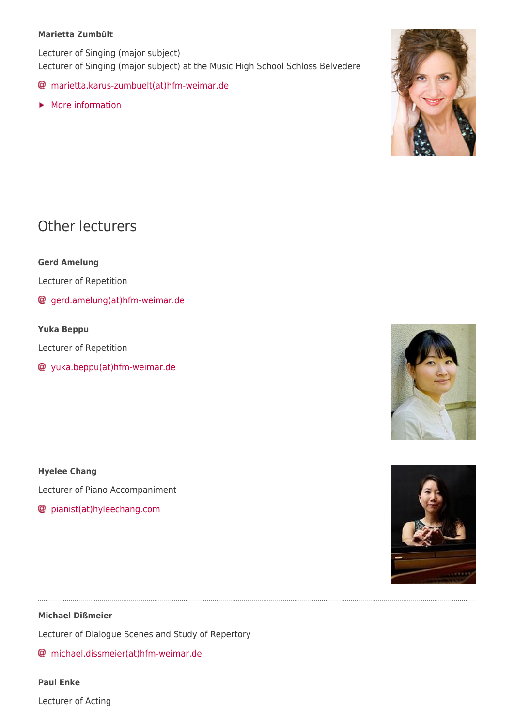**Marietta Zumbült**

Lecturer of Singing (major subject)
Lecturer of Singing (major subject) at the Music High School Schloss Belvedere

@ marietta.karus-zumbuelt(at)hfm-weimar.de

▶ More information

## Other lecturers

**Gerd Amelung**

Lecturer of Repetition

@ gerd.amelung(at)hfm-weimar.de

**Yuka Beppu**

Lecturer of Repetition

@ yuka.beppu(at)hfm-weimar.de

**Hyelee Chang**

Lecturer of Piano Accompaniment

@ pianist(at)hyleechang.com

**Michael Dißmeier**

Lecturer of Dialogue Scenes and Study of Repertory

@ michael.dissmeier(at)hfm-weimar.de

**Paul Enke**

Lecturer of Acting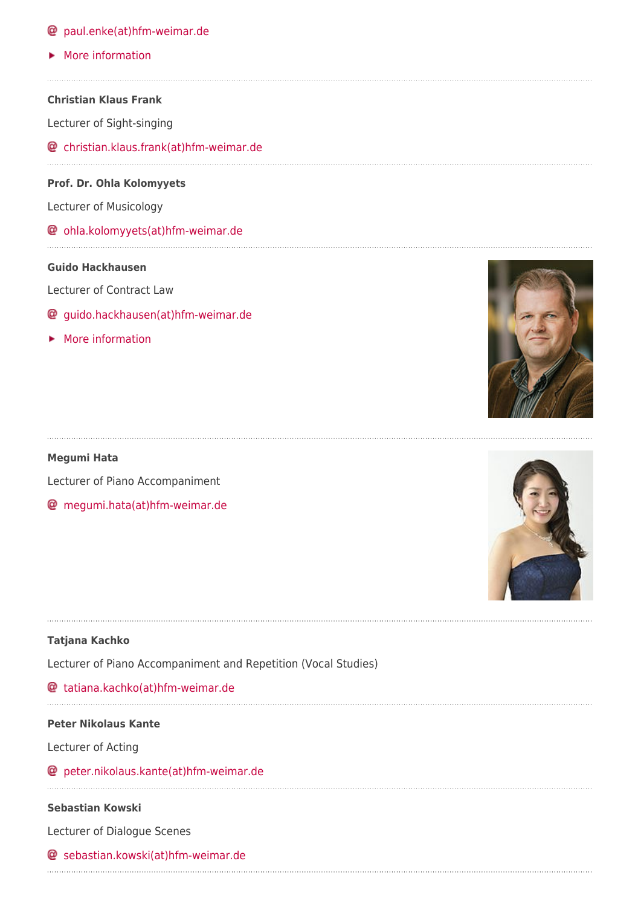@ paul.enke(at)hfm-weimar.de

▸ More information

---

**Christian Klaus Frank**

Lecturer of Sight-singing

@ christian.klaus.frank(at)hfm-weimar.de

---

**Prof. Dr. Ohla Kolomyyets**

Lecturer of Musicology

@ ohla.kolomyyets(at)hfm-weimar.de

---

**Guido Hackhausen**

Lecturer of Contract Law

@ guido.hackhausen(at)hfm-weimar.de

▸ More information

---

**Megumi Hata**

Lecturer of Piano Accompaniment

@ megumi.hata(at)hfm-weimar.de

---

**Tatjana Kachko**

Lecturer of Piano Accompaniment and Repetition (Vocal Studies)

@ tatiana.kachko(at)hfm-weimar.de

---

**Peter Nikolaus Kante**

Lecturer of Acting

@ peter.nikolaus.kante(at)hfm-weimar.de

---

**Sebastian Kowski**

Lecturer of Dialogue Scenes

@ sebastian.kowski(at)hfm-weimar.de

---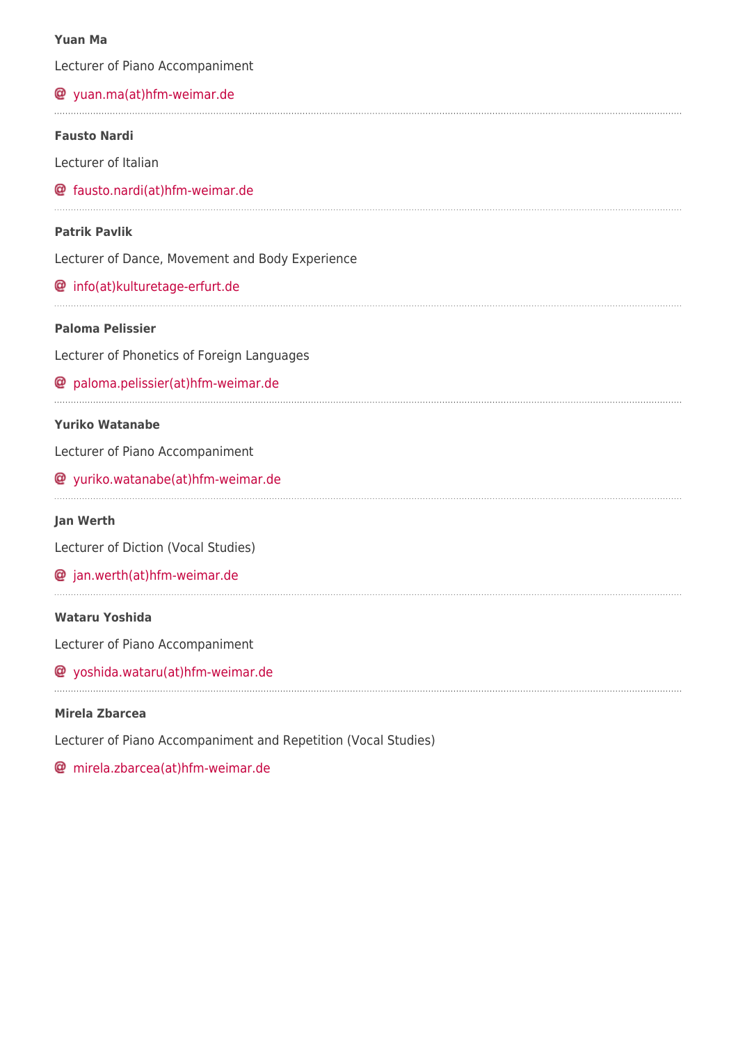**Yuan Ma**

Lecturer of Piano Accompaniment

@ yuan.ma(at)hfm-weimar.de

---

**Fausto Nardi**

Lecturer of Italian

@ fausto.nardi(at)hfm-weimar.de

---

**Patrik Pavlik**

Lecturer of Dance, Movement and Body Experience

@ info(at)kulturetage-erfurt.de

---

**Paloma Pelissier**

Lecturer of Phonetics of Foreign Languages

@ paloma.pelissier(at)hfm-weimar.de

---

**Yuriko Watanabe**

Lecturer of Piano Accompaniment

@ yuriko.watanabe(at)hfm-weimar.de

---

**Jan Werth**

Lecturer of Diction (Vocal Studies)

@ jan.werth(at)hfm-weimar.de

---

**Wataru Yoshida**

Lecturer of Piano Accompaniment

@ yoshida.wataru(at)hfm-weimar.de

---

**Mirela Zbarcea**

Lecturer of Piano Accompaniment and Repetition (Vocal Studies)

@ mirela.zbarcea(at)hfm-weimar.de